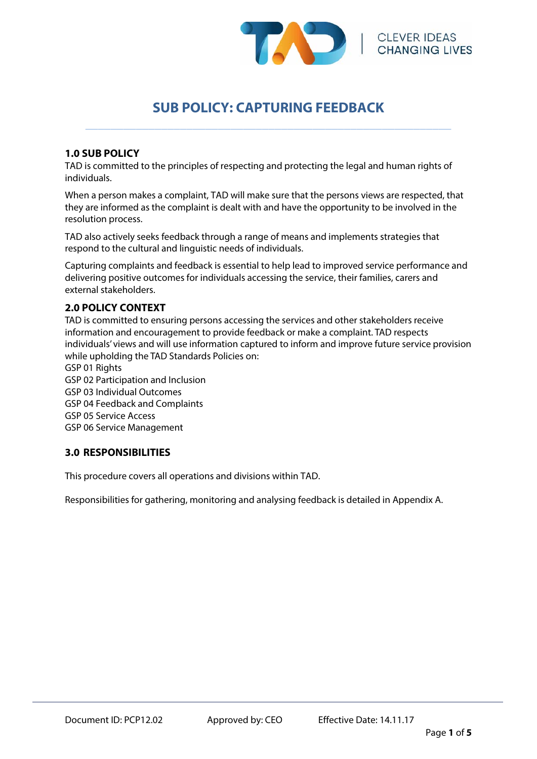# SUB POLICY: CAPTURING FEEDBACK

## 1.0 SUB POLICY

TAD is committed to the principles of respecting and protecting the legal and human rights of individuals.

When a person makes a complaint, TAD will make sure that the persons views are respected, that they are informed as the complaint is dealt with and have the opportunity to be involved in the resolution process.

TAD also actively seeks feedback through a range of means and implements strategies that respond to the cultural and linguistic needs of individuals.

Capturing complaints and feedback is essential to help lead to improved service performance and delivering positive outcomes for individuals accessing the service, their families, carers and external stakeholders.

## 2.0 POLICY CONTEXT

TAD is committed to ensuring persons accessing the services and other stakeholders receive information and encouragement to provide feedback or make a complaint. TAD respects individuals' views and will use information captured to inform and improve future service provision while upholding the TAD Standards Policies on:

GSP 01 Rights
GSP 02 Participation and Inclusion
GSP 03 Individual Outcomes
GSP 04 Feedback and Complaints
GSP 05 Service Access
GSP 06 Service Management

## 3.0 RESPONSIBILITIES

This procedure covers all operations and divisions within TAD.

Responsibilities for gathering, monitoring and analysing feedback is detailed in Appendix A.

Document ID: PCP12.02 Approved by: CEO Effective Date: 14.11.17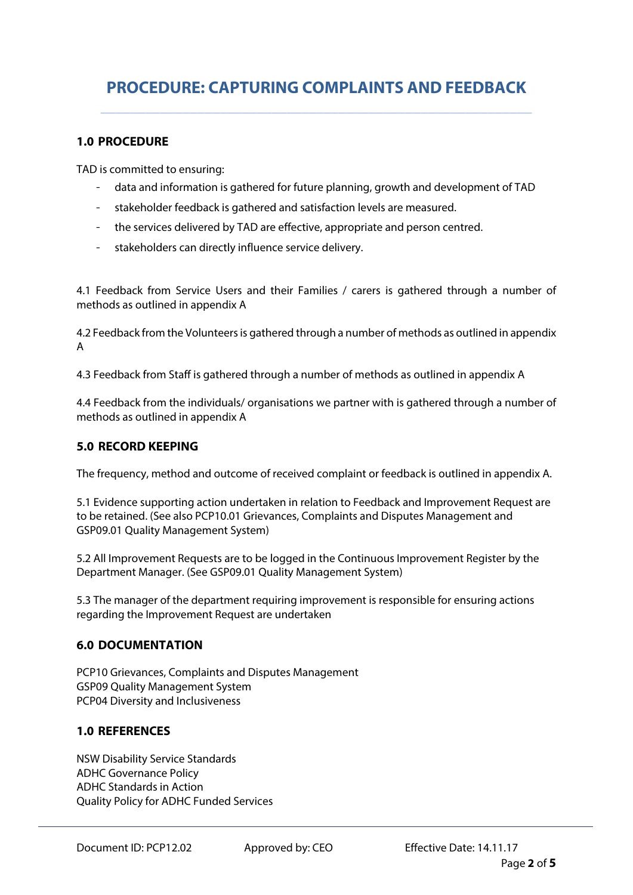# PROCEDURE: CAPTURING COMPLAINTS AND FEEDBACK

## 1.0 PROCEDURE

TAD is committed to ensuring:

- data and information is gathered for future planning, growth and development of TAD
- stakeholder feedback is gathered and satisfaction levels are measured.
- the services delivered by TAD are effective, appropriate and person centred.
- stakeholders can directly influence service delivery.

4.1 Feedback from Service Users and their Families / carers is gathered through a number of methods as outlined in appendix A

4.2 Feedback from the Volunteers is gathered through a number of methods as outlined in appendix A

4.3 Feedback from Staff is gathered through a number of methods as outlined in appendix A

4.4 Feedback from the individuals/ organisations we partner with is gathered through a number of methods as outlined in appendix A

## 5.0 RECORD KEEPING

The frequency, method and outcome of received complaint or feedback is outlined in appendix A.

5.1 Evidence supporting action undertaken in relation to Feedback and Improvement Request are to be retained. (See also PCP10.01 Grievances, Complaints and Disputes Management and GSP09.01 Quality Management System)

5.2 All Improvement Requests are to be logged in the Continuous Improvement Register by the Department Manager. (See GSP09.01 Quality Management System)

5.3 The manager of the department requiring improvement is responsible for ensuring actions regarding the Improvement Request are undertaken

## 6.0 DOCUMENTATION

PCP10 Grievances, Complaints and Disputes Management
GSP09 Quality Management System
PCP04 Diversity and Inclusiveness

## 1.0 REFERENCES

NSW Disability Service Standards
ADHC Governance Policy
ADHC Standards in Action
Quality Policy for ADHC Funded Services

Document ID: PCP12.02 Approved by: CEO Effective Date: 14.11.17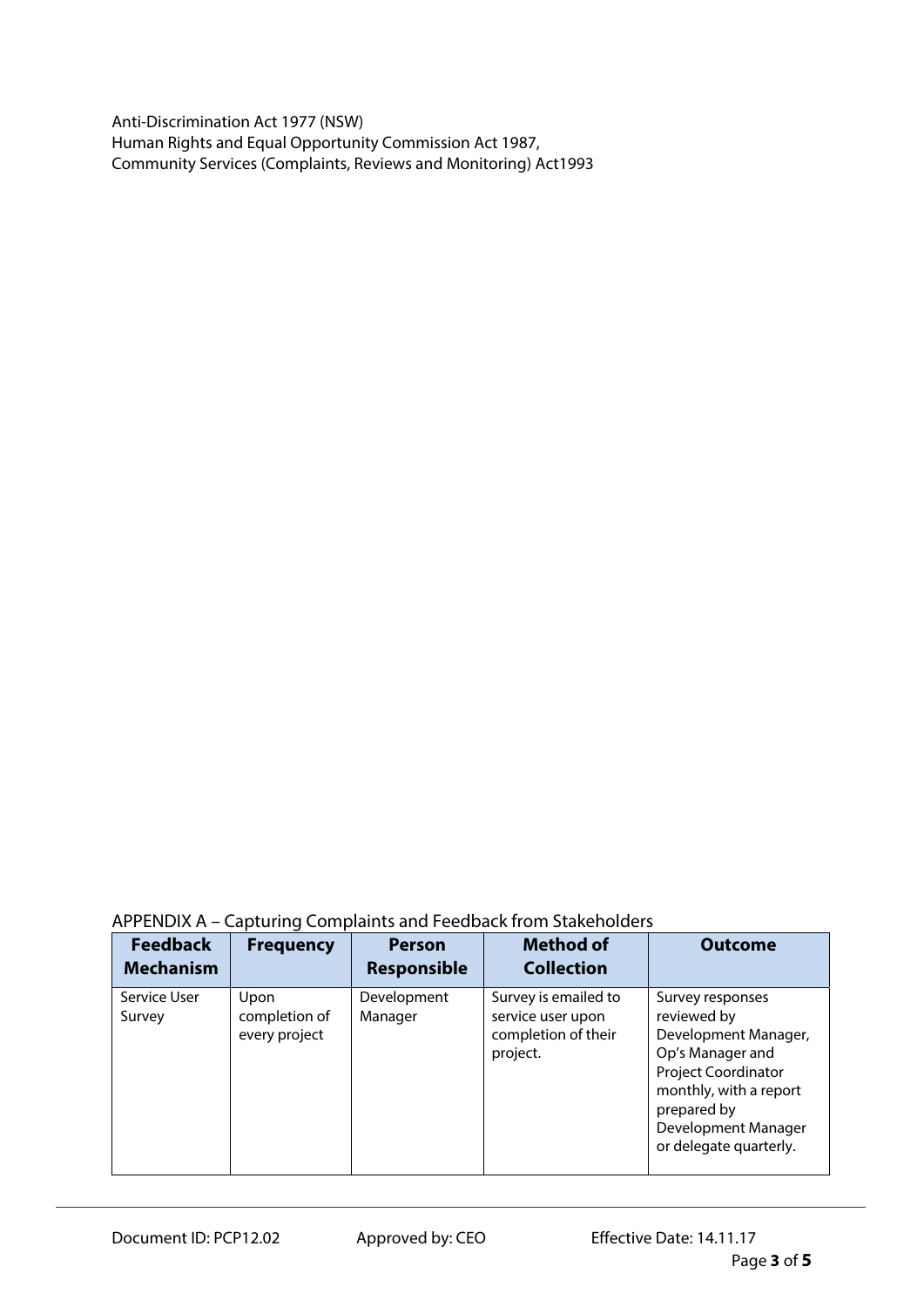Anti-Discrimination Act 1977 (NSW)
Human Rights and Equal Opportunity Commission Act 1987,
Community Services (Complaints, Reviews and Monitoring) Act1993

## APPENDIX A – Capturing Complaints and Feedback from Stakeholders

| Feedback Mechanism | Frequency | Person Responsible | Method of Collection | Outcome |
|---|---|---|---|---|
| Service User Survey | Upon completion of every project | Development Manager | Survey is emailed to service user upon completion of their project. | Survey responses reviewed by Development Manager, Op's Manager and Project Coordinator monthly, with a report prepared by Development Manager or delegate quarterly. |

Document ID: PCP12.02 Approved by: CEO Effective Date: 14.11.17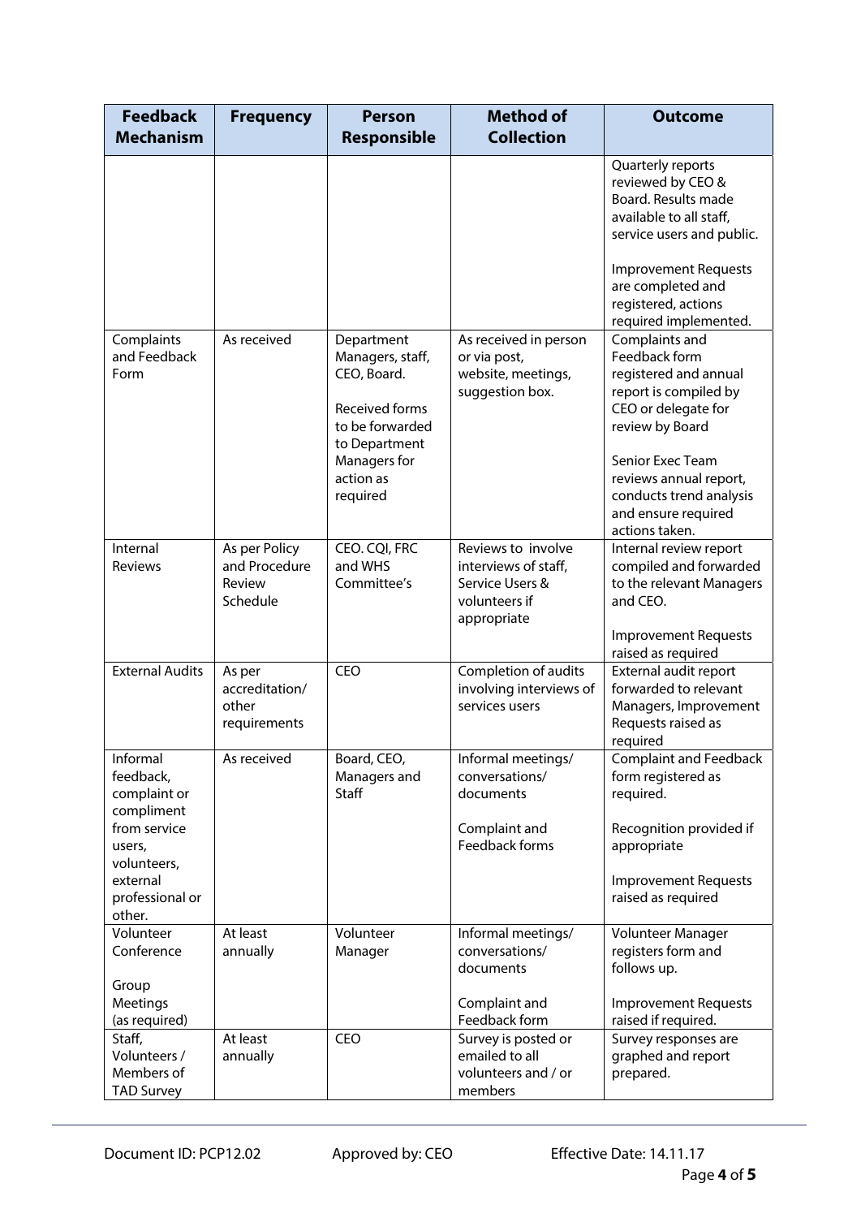| Feedback Mechanism | Frequency | Person Responsible | Method of Collection | Outcome |
|---|---|---|---|---|
| | | | | Quarterly reports reviewed by CEO & Board. Results made available to all staff, service users and public.<br><br>Improvement Requests are completed and registered, actions required implemented. |
| Complaints and Feedback Form | As received | Department Managers, staff, CEO, Board.<br><br>Received forms to be forwarded to Department Managers for action as required | As received in person or via post, website, meetings, suggestion box. | Complaints and Feedback form registered and annual report is compiled by CEO or delegate for review by Board<br><br>Senior Exec Team reviews annual report, conducts trend analysis and ensure required actions taken. |
| Internal Reviews | As per Policy and Procedure Review Schedule | CEO. CQI, FRC and WHS Committee's | Reviews to involve interviews of staff, Service Users & volunteers if appropriate | Internal review report compiled and forwarded to the relevant Managers and CEO.<br><br>Improvement Requests raised as required |
| External Audits | As per accreditation/ other requirements | CEO | Completion of audits involving interviews of services users | External audit report forwarded to relevant Managers, Improvement Requests raised as required |
| Informal feedback, complaint or compliment from service users, volunteers, external professional or other. | As received | Board, CEO, Managers and Staff | Informal meetings/ conversations/ documents<br><br>Complaint and Feedback forms | Complaint and Feedback form registered as required.<br><br>Recognition provided if appropriate<br><br>Improvement Requests raised as required |
| Volunteer Conference<br><br>Group Meetings (as required) | At least annually | Volunteer Manager | Informal meetings/ conversations/ documents<br><br>Complaint and Feedback form | Volunteer Manager registers form and follows up.<br><br>Improvement Requests raised if required. |
| Staff, Volunteers / Members of TAD Survey | At least annually | CEO | Survey is posted or emailed to all volunteers and / or members | Survey responses are graphed and report prepared. |

Document ID: PCP12.02 Approved by: CEO Effective Date: 14.11.17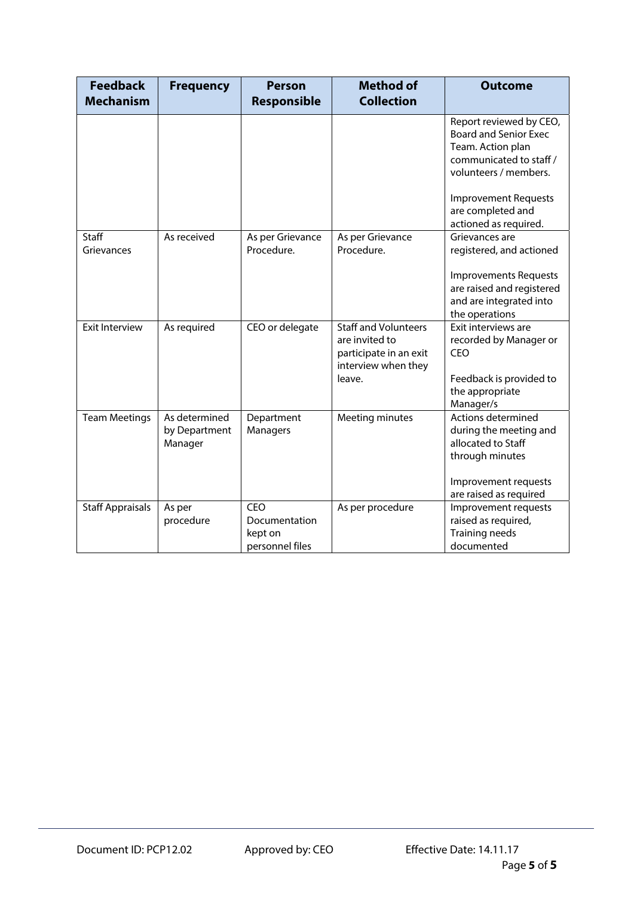| Feedback Mechanism | Frequency | Person Responsible | Method of Collection | Outcome |
|---|---|---|---|---|
| | | | | Report reviewed by CEO, Board and Senior Exec Team. Action plan communicated to staff / volunteers / members.<br><br>Improvement Requests are completed and actioned as required. |
| Staff Grievances | As received | As per Grievance Procedure. | As per Grievance Procedure. | Grievances are registered, and actioned<br><br>Improvements Requests are raised and registered and are integrated into the operations |
| Exit Interview | As required | CEO or delegate | Staff and Volunteers are invited to participate in an exit interview when they leave. | Exit interviews are recorded by Manager or CEO<br><br>Feedback is provided to the appropriate Manager/s |
| Team Meetings | As determined by Department Manager | Department Managers | Meeting minutes | Actions determined during the meeting and allocated to Staff through minutes<br><br>Improvement requests are raised as required |
| Staff Appraisals | As per procedure | CEO Documentation kept on personnel files | As per procedure | Improvement requests raised as required, Training needs documented |

Document ID: PCP12.02    Approved by: CEO    Effective Date: 14.11.17